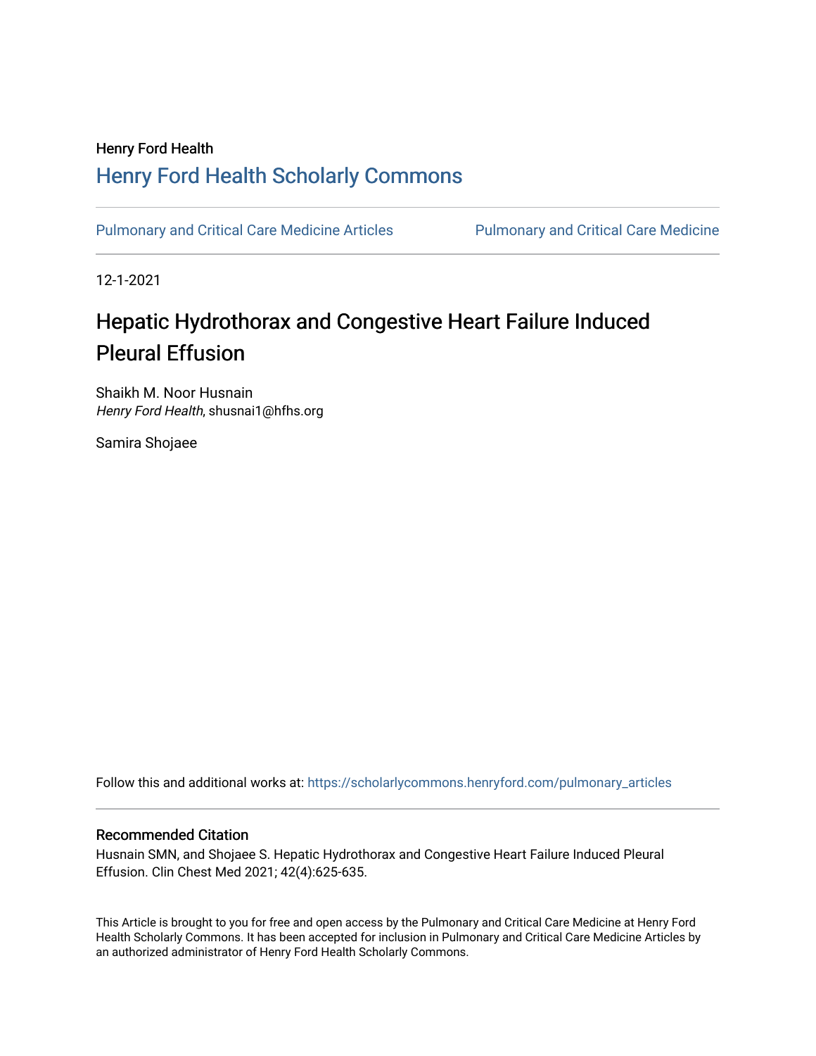Henry Ford Health

## Henry Ford Health Scholarly Commons

Pulmonary and Critical Care Medicine Articles | Pulmonary and Critical Care Medicine

12-1-2021

# Hepatic Hydrothorax and Congestive Heart Failure Induced Pleural Effusion

Shaikh M. Noor Husnain
*Henry Ford Health*, shusnai1@hfhs.org

Samira Shojaee

Follow this and additional works at: https://scholarlycommons.henryford.com/pulmonary_articles

### Recommended Citation

Husnain SMN, and Shojaee S. Hepatic Hydrothorax and Congestive Heart Failure Induced Pleural Effusion. Clin Chest Med 2021; 42(4):625-635.

This Article is brought to you for free and open access by the Pulmonary and Critical Care Medicine at Henry Ford Health Scholarly Commons. It has been accepted for inclusion in Pulmonary and Critical Care Medicine Articles by an authorized administrator of Henry Ford Health Scholarly Commons.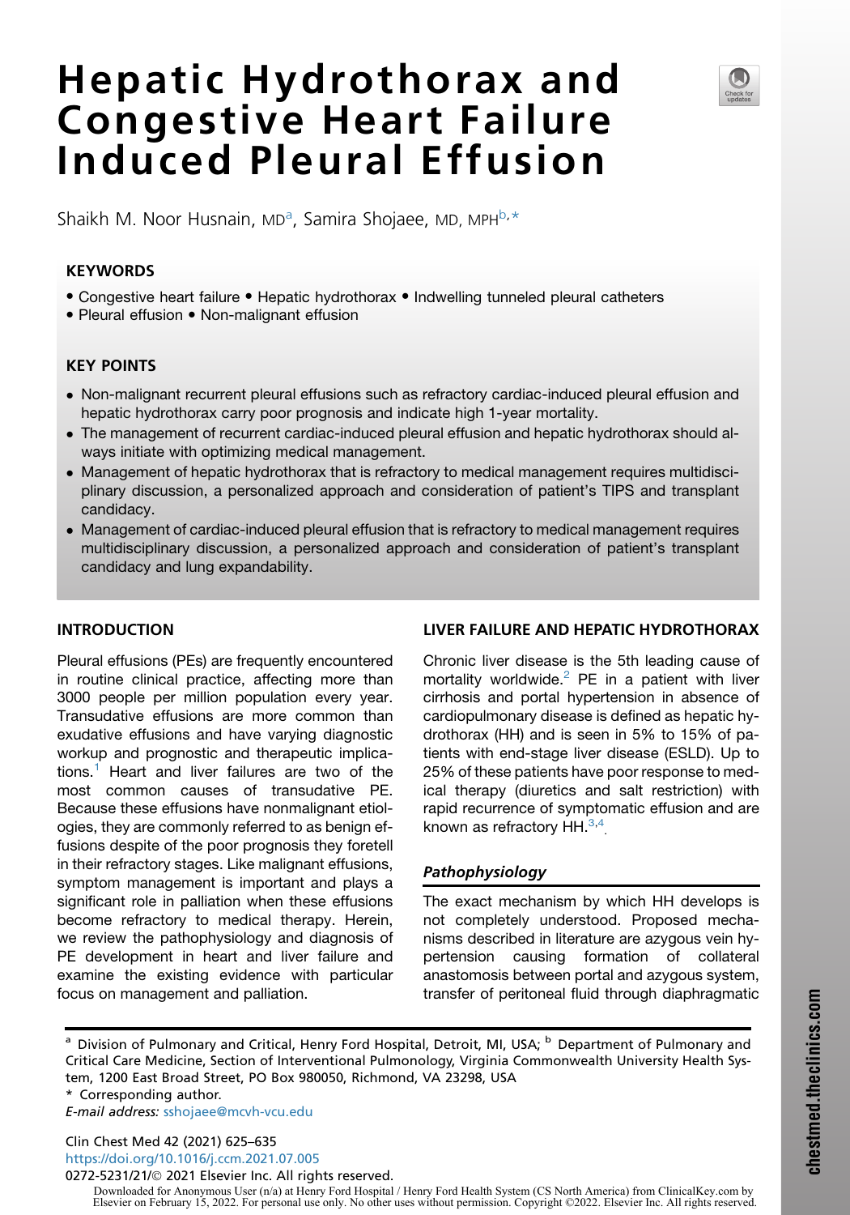# Hepatic Hydrothorax and Congestive Heart Failure Induced Pleural Effusion

Shaikh M. Noor Husnain, MD[a], Samira Shojaee, MD, MPH[b,*]

## KEYWORDS

- Congestive heart failure • Hepatic hydrothorax • Indwelling tunneled pleural catheters
- Pleural effusion • Non-malignant effusion

## KEY POINTS

- Non-malignant recurrent pleural effusions such as refractory cardiac-induced pleural effusion and hepatic hydrothorax carry poor prognosis and indicate high 1-year mortality.
- The management of recurrent cardiac-induced pleural effusion and hepatic hydrothorax should always initiate with optimizing medical management.
- Management of hepatic hydrothorax that is refractory to medical management requires multidisciplinary discussion, a personalized approach and consideration of patient's TIPS and transplant candidacy.
- Management of cardiac-induced pleural effusion that is refractory to medical management requires multidisciplinary discussion, a personalized approach and consideration of patient's transplant candidacy and lung expandability.

## INTRODUCTION

Pleural effusions (PEs) are frequently encountered in routine clinical practice, affecting more than 3000 people per million population every year. Transudative effusions are more common than exudative effusions and have varying diagnostic workup and prognostic and therapeutic implications.[1] Heart and liver failures are two of the most common causes of transudative PE. Because these effusions have nonmalignant etiologies, they are commonly referred to as benign effusions despite of the poor prognosis they foretell in their refractory stages. Like malignant effusions, symptom management is important and plays a significant role in palliation when these effusions become refractory to medical therapy. Herein, we review the pathophysiology and diagnosis of PE development in heart and liver failure and examine the existing evidence with particular focus on management and palliation.

## LIVER FAILURE AND HEPATIC HYDROTHORAX

Chronic liver disease is the 5th leading cause of mortality worldwide.[2] PE in a patient with liver cirrhosis and portal hypertension in absence of cardiopulmonary disease is defined as hepatic hydrothorax (HH) and is seen in 5% to 15% of patients with end-stage liver disease (ESLD). Up to 25% of these patients have poor response to medical therapy (diuretics and salt restriction) with rapid recurrence of symptomatic effusion and are known as refractory HH.[3,4]

### *Pathophysiology*

The exact mechanism by which HH develops is not completely understood. Proposed mechanisms described in literature are azygous vein hypertension causing formation of collateral anastomosis between portal and azygous system, transfer of peritoneal fluid through diaphragmatic

[a] Division of Pulmonary and Critical, Henry Ford Hospital, Detroit, MI, USA; [b] Department of Pulmonary and Critical Care Medicine, Section of Interventional Pulmonology, Virginia Commonwealth University Health System, 1200 East Broad Street, PO Box 980050, Richmond, VA 23298, USA

\* Corresponding author.

*E-mail address:* sshojaee@mcvh-vcu.edu

https://doi.org/10.1016/j.ccm.2021.07.005

0272-5231/21/© 2021 Elsevier Inc. All rights reserved.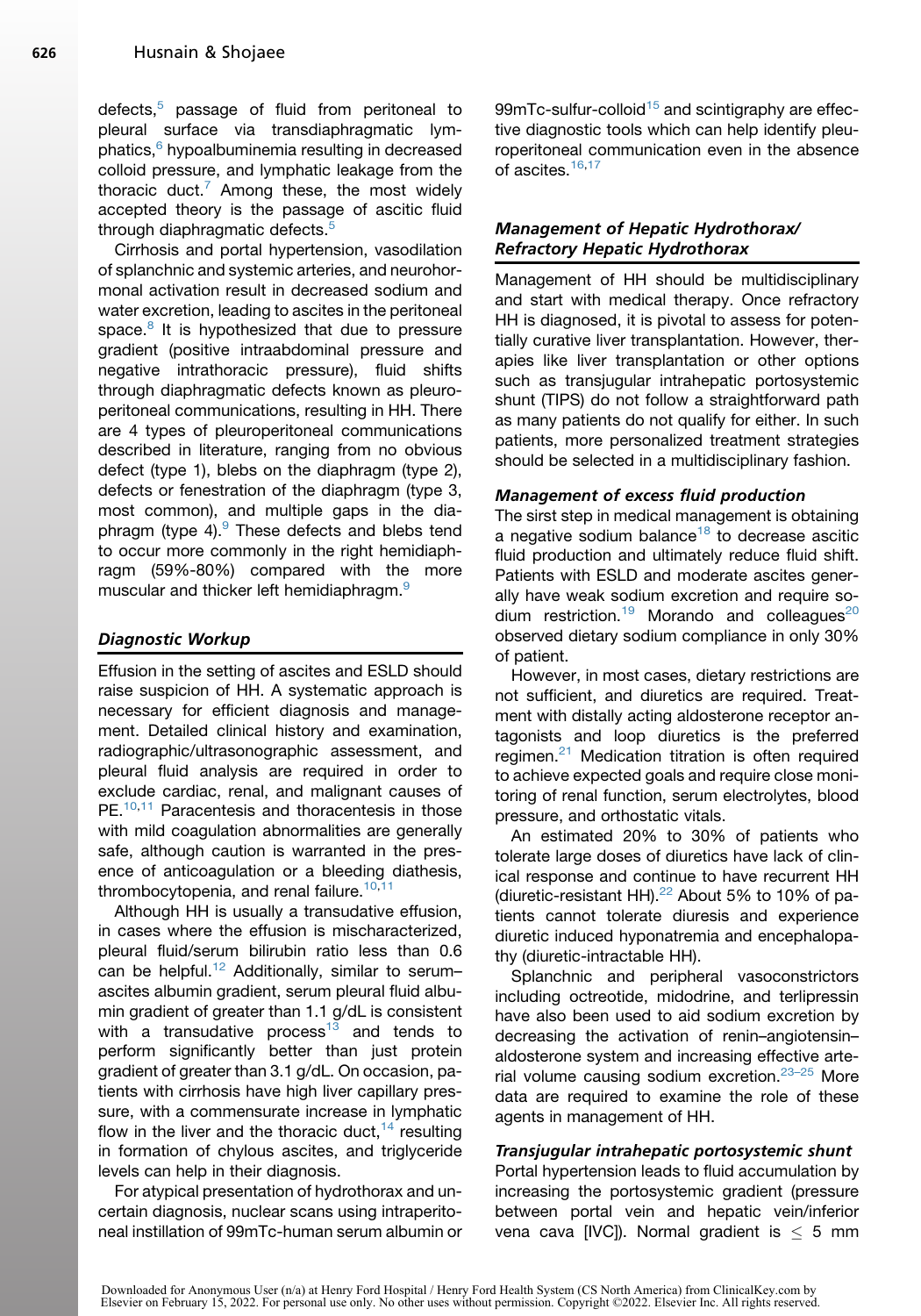defects,[5] passage of fluid from peritoneal to pleural surface via transdiaphragmatic lymphatics,[6] hypoalbuminemia resulting in decreased colloid pressure, and lymphatic leakage from the thoracic duct.[7] Among these, the most widely accepted theory is the passage of ascitic fluid through diaphragmatic defects.[5]

Cirrhosis and portal hypertension, vasodilation of splanchnic and systemic arteries, and neurohormonal activation result in decreased sodium and water excretion, leading to ascites in the peritoneal space.[8] It is hypothesized that due to pressure gradient (positive intraabdominal pressure and negative intrathoracic pressure), fluid shifts through diaphragmatic defects known as pleuroperitoneal communications, resulting in HH. There are 4 types of pleuroperitoneal communications described in literature, ranging from no obvious defect (type 1), blebs on the diaphragm (type 2), defects or fenestration of the diaphragm (type 3, most common), and multiple gaps in the diaphragm (type 4).[9] These defects and blebs tend to occur more commonly in the right hemidiaphragm (59%-80%) compared with the more muscular and thicker left hemidiaphragm.[9]

### Diagnostic Workup

Effusion in the setting of ascites and ESLD should raise suspicion of HH. A systematic approach is necessary for efficient diagnosis and management. Detailed clinical history and examination, radiographic/ultrasonographic assessment, and pleural fluid analysis are required in order to exclude cardiac, renal, and malignant causes of PE.[10,11] Paracentesis and thoracentesis in those with mild coagulation abnormalities are generally safe, although caution is warranted in the presence of anticoagulation or a bleeding diathesis, thrombocytopenia, and renal failure.[10,11]

Although HH is usually a transudative effusion, in cases where the effusion is mischaracterized, pleural fluid/serum bilirubin ratio less than 0.6 can be helpful.[12] Additionally, similar to serum–ascites albumin gradient, serum pleural fluid albumin gradient of greater than 1.1 g/dL is consistent with a transudative process[13] and tends to perform significantly better than just protein gradient of greater than 3.1 g/dL. On occasion, patients with cirrhosis have high liver capillary pressure, with a commensurate increase in lymphatic flow in the liver and the thoracic duct,[14] resulting in formation of chylous ascites, and triglyceride levels can help in their diagnosis.

For atypical presentation of hydrothorax and uncertain diagnosis, nuclear scans using intraperitoneal instillation of 99mTc-human serum albumin or 99mTc-sulfur-colloid[15] and scintigraphy are effective diagnostic tools which can help identify pleuroperitoneal communication even in the absence of ascites.[16,17]

### Management of Hepatic Hydrothorax/Refractory Hepatic Hydrothorax

Management of HH should be multidisciplinary and start with medical therapy. Once refractory HH is diagnosed, it is pivotal to assess for potentially curative liver transplantation. However, therapies like liver transplantation or other options such as transjugular intrahepatic portosystemic shunt (TIPS) do not follow a straightforward path as many patients do not qualify for either. In such patients, more personalized treatment strategies should be selected in a multidisciplinary fashion.

#### Management of excess fluid production

The sirst step in medical management is obtaining a negative sodium balance[18] to decrease ascitic fluid production and ultimately reduce fluid shift. Patients with ESLD and moderate ascites generally have weak sodium excretion and require sodium restriction.[19] Morando and colleagues[20] observed dietary sodium compliance in only 30% of patient.

However, in most cases, dietary restrictions are not sufficient, and diuretics are required. Treatment with distally acting aldosterone receptor antagonists and loop diuretics is the preferred regimen.[21] Medication titration is often required to achieve expected goals and require close monitoring of renal function, serum electrolytes, blood pressure, and orthostatic vitals.

An estimated 20% to 30% of patients who tolerate large doses of diuretics have lack of clinical response and continue to have recurrent HH (diuretic-resistant HH).[22] About 5% to 10% of patients cannot tolerate diuresis and experience diuretic induced hyponatremia and encephalopathy (diuretic-intractable HH).

Splanchnic and peripheral vasoconstrictors including octreotide, midodrine, and terlipressin have also been used to aid sodium excretion by decreasing the activation of renin–angiotensin–aldosterone system and increasing effective arterial volume causing sodium excretion.[23–25] More data are required to examine the role of these agents in management of HH.

#### Transjugular intrahepatic portosystemic shunt

Portal hypertension leads to fluid accumulation by increasing the portosystemic gradient (pressure between portal vein and hepatic vein/inferior vena cava [IVC]). Normal gradient is $\leq$ 5 mm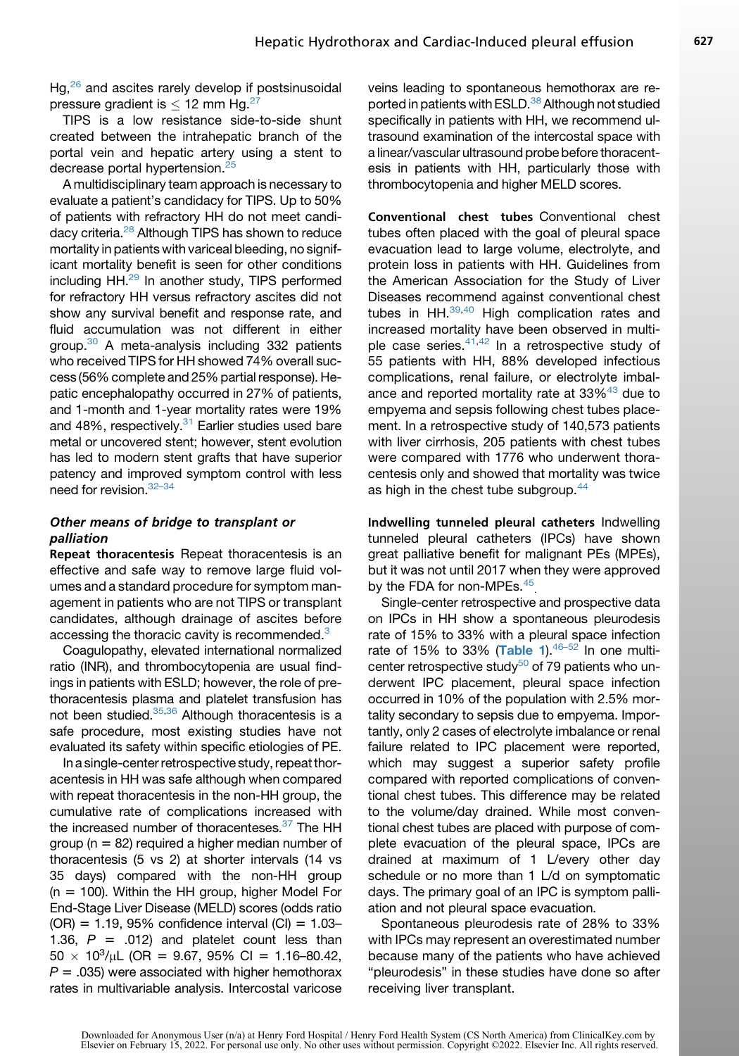Hg,[26] and ascites rarely develop if postsinusoidal pressure gradient is $\leq$ 12 mm Hg.[27]

TIPS is a low resistance side-to-side shunt created between the intrahepatic branch of the portal vein and hepatic artery using a stent to decrease portal hypertension.[25]

A multidisciplinary team approach is necessary to evaluate a patient's candidacy for TIPS. Up to 50% of patients with refractory HH do not meet candidacy criteria.[28] Although TIPS has shown to reduce mortality in patients with variceal bleeding, no significant mortality benefit is seen for other conditions including HH.[29] In another study, TIPS performed for refractory HH versus refractory ascites did not show any survival benefit and response rate, and fluid accumulation was not different in either group.[30] A meta-analysis including 332 patients who received TIPS for HH showed 74% overall success (56% complete and 25% partial response). Hepatic encephalopathy occurred in 27% of patients, and 1-month and 1-year mortality rates were 19% and 48%, respectively.[31] Earlier studies used bare metal or uncovered stent; however, stent evolution has led to modern stent grafts that have superior patency and improved symptom control with less need for revision.[32–34]

### *Other means of bridge to transplant or palliation*

**Repeat thoracentesis** Repeat thoracentesis is an effective and safe way to remove large fluid volumes and a standard procedure for symptom management in patients who are not TIPS or transplant candidates, although drainage of ascites before accessing the thoracic cavity is recommended.[3]

Coagulopathy, elevated international normalized ratio (INR), and thrombocytopenia are usual findings in patients with ESLD; however, the role of prethoracentesis plasma and platelet transfusion has not been studied.[35,36] Although thoracentesis is a safe procedure, most existing studies have not evaluated its safety within specific etiologies of PE.

In a single-center retrospective study, repeat thoracentesis in HH was safe although when compared with repeat thoracentesis in the non-HH group, the cumulative rate of complications increased with the increased number of thoracenteses.[37] The HH group (n = 82) required a higher median number of thoracentesis (5 vs 2) at shorter intervals (14 vs 35 days) compared with the non-HH group (n = 100). Within the HH group, higher Model For End-Stage Liver Disease (MELD) scores (odds ratio (OR) = 1.19, 95% confidence interval (CI) = 1.03–1.36, $P$ = .012) and platelet count less than $50 \times 10^3/\mu L$ (OR = 9.67, 95% CI = 1.16–80.42, $P$ = .035) were associated with higher hemothorax rates in multivariable analysis. Intercostal varicose veins leading to spontaneous hemothorax are reported in patients with ESLD.[38] Although not studied specifically in patients with HH, we recommend ultrasound examination of the intercostal space with a linear/vascular ultrasound probe before thoracentesis in patients with HH, particularly those with thrombocytopenia and higher MELD scores.

**Conventional chest tubes** Conventional chest tubes often placed with the goal of pleural space evacuation lead to large volume, electrolyte, and protein loss in patients with HH. Guidelines from the American Association for the Study of Liver Diseases recommend against conventional chest tubes in HH.[39,40] High complication rates and increased mortality have been observed in multiple case series.[41,42] In a retrospective study of 55 patients with HH, 88% developed infectious complications, renal failure, or electrolyte imbalance and reported mortality rate at 33%[43] due to empyema and sepsis following chest tubes placement. In a retrospective study of 140,573 patients with liver cirrhosis, 205 patients with chest tubes were compared with 1776 who underwent thoracentesis only and showed that mortality was twice as high in the chest tube subgroup.[44]

**Indwelling tunneled pleural catheters** Indwelling tunneled pleural catheters (IPCs) have shown great palliative benefit for malignant PEs (MPEs), but it was not until 2017 when they were approved by the FDA for non-MPEs.[45]

Single-center retrospective and prospective data on IPCs in HH show a spontaneous pleurodesis rate of 15% to 33% with a pleural space infection rate of 15% to 33% (**Table 1**).[46–52] In one multicenter retrospective study[50] of 79 patients who underwent IPC placement, pleural space infection occurred in 10% of the population with 2.5% mortality secondary to sepsis due to empyema. Importantly, only 2 cases of electrolyte imbalance or renal failure related to IPC placement were reported, which may suggest a superior safety profile compared with reported complications of conventional chest tubes. This difference may be related to the volume/day drained. While most conventional chest tubes are placed with purpose of complete evacuation of the pleural space, IPCs are drained at maximum of 1 L/every other day schedule or no more than 1 L/d on symptomatic days. The primary goal of an IPC is symptom palliation and not pleural space evacuation.

Spontaneous pleurodesis rate of 28% to 33% with IPCs may represent an overestimated number because many of the patients who have achieved "pleurodesis" in these studies have done so after receiving liver transplant.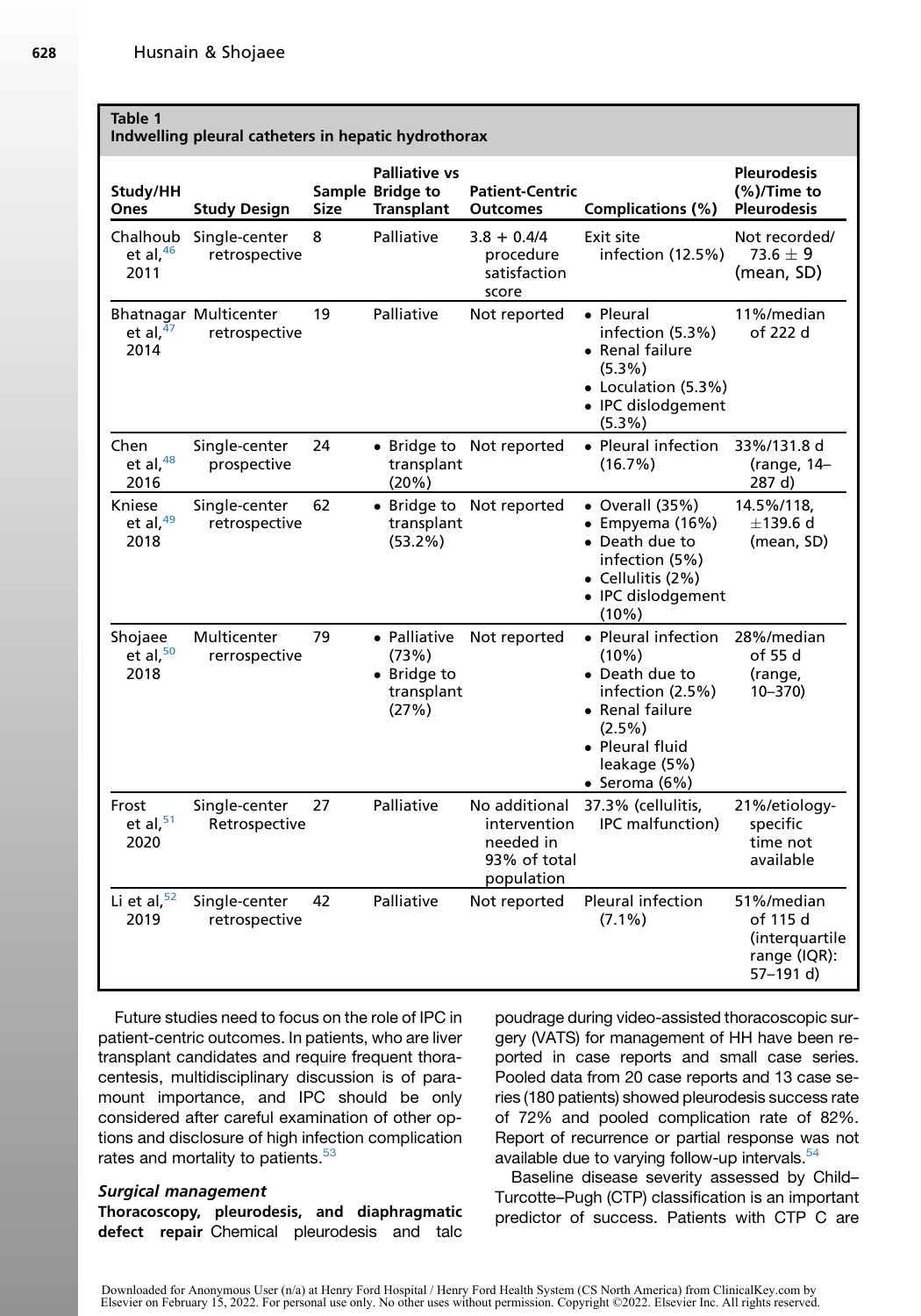**Table 1**
**Indwelling pleural catheters in hepatic hydrothorax**

| Study/HH Ones | Study Design | Sample Size | Palliative vs Bridge to Transplant | Patient-Centric Outcomes | Complications (%) | Pleurodesis (%)/Time to Pleurodesis |
|---|---|---|---|---|---|---|
| Chalhoub et al,[46] 2011 | Single-center retrospective | 8 | Palliative | 3.8 + 0.4/4 procedure satisfaction score | Exit site infection (12.5%) | Not recorded/ 73.6 ± 9 (mean, SD) |
| Bhatnagar et al,[47] 2014 | Multicenter retrospective | 19 | Palliative | Not reported | • Pleural infection (5.3%) • Renal failure (5.3%) • Loculation (5.3%) • IPC dislodgement (5.3%) | 11%/median of 222 d |
| Chen et al,[48] 2016 | Single-center prospective | 24 | • Bridge to transplant (20%) | Not reported | • Pleural infection (16.7%) | 33%/131.8 d (range, 14–287 d) |
| Kniese et al,[49] 2018 | Single-center retrospective | 62 | • Bridge to transplant (53.2%) | Not reported | • Overall (35%) • Empyema (16%) • Death due to infection (5%) • Cellulitis (2%) • IPC dislodgement (10%) | 14.5%/118, ±139.6 d (mean, SD) |
| Shojaee et al,[50] 2018 | Multicenter rerrospective | 79 | • Palliative (73%) • Bridge to transplant (27%) | Not reported | • Pleural infection (10%) • Death due to infection (2.5%) • Renal failure (2.5%) • Pleural fluid leakage (5%) • Seroma (6%) | 28%/median of 55 d (range, 10–370) |
| Frost et al,[51] 2020 | Single-center Retrospective | 27 | Palliative | No additional intervention needed in 93% of total population | 37.3% (cellulitis, IPC malfunction) | 21%/etiology-specific time not available |
| Li et al,[52] 2019 | Single-center retrospective | 42 | Palliative | Not reported | Pleural infection (7.1%) | 51%/median of 115 d (interquartile range (IQR): 57–191 d) |

Future studies need to focus on the role of IPC in patient-centric outcomes. In patients, who are liver transplant candidates and require frequent thoracentesis, multidisciplinary discussion is of paramount importance, and IPC should be only considered after careful examination of other options and disclosure of high infection complication rates and mortality to patients.[53]

### *Surgical management*

**Thoracoscopy, pleurodesis, and diaphragmatic defect repair** Chemical pleurodesis and talc poudrage during video-assisted thoracoscopic surgery (VATS) for management of HH have been reported in case reports and small case series. Pooled data from 20 case reports and 13 case series (180 patients) showed pleurodesis success rate of 72% and pooled complication rate of 82%. Report of recurrence or partial response was not available due to varying follow-up intervals.[54]

Baseline disease severity assessed by Child–Turcotte–Pugh (CTP) classification is an important predictor of success. Patients with CTP C are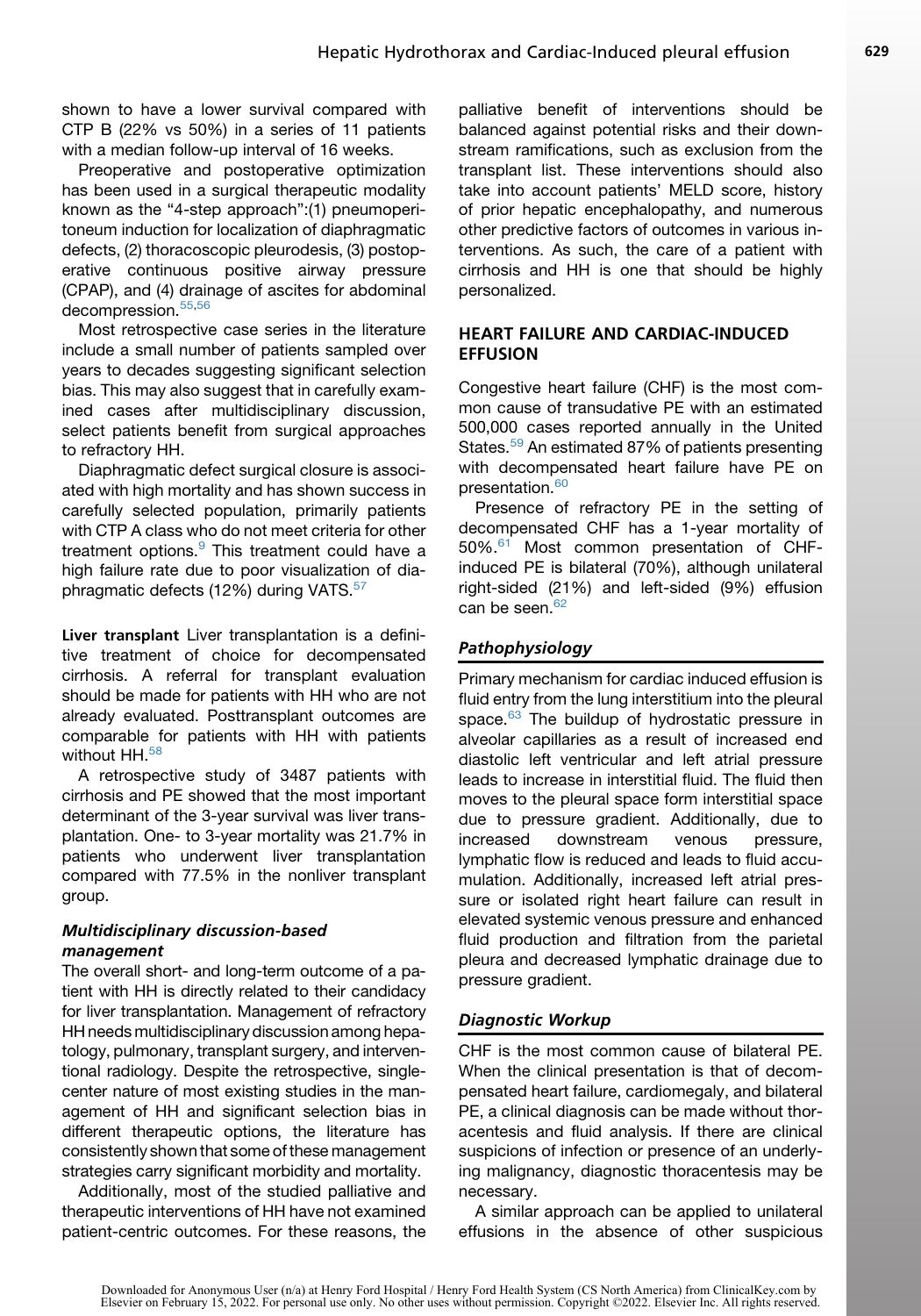shown to have a lower survival compared with CTP B (22% vs 50%) in a series of 11 patients with a median follow-up interval of 16 weeks.

Preoperative and postoperative optimization has been used in a surgical therapeutic modality known as the "4-step approach":(1) pneumoperitoneum induction for localization of diaphragmatic defects, (2) thoracoscopic pleurodesis, (3) postoperative continuous positive airway pressure (CPAP), and (4) drainage of ascites for abdominal decompression.[55,56]

Most retrospective case series in the literature include a small number of patients sampled over years to decades suggesting significant selection bias. This may also suggest that in carefully examined cases after multidisciplinary discussion, select patients benefit from surgical approaches to refractory HH.

Diaphragmatic defect surgical closure is associated with high mortality and has shown success in carefully selected population, primarily patients with CTP A class who do not meet criteria for other treatment options.[9] This treatment could have a high failure rate due to poor visualization of diaphragmatic defects (12%) during VATS.[57]

**Liver transplant** Liver transplantation is a definitive treatment of choice for decompensated cirrhosis. A referral for transplant evaluation should be made for patients with HH who are not already evaluated. Posttransplant outcomes are comparable for patients with HH with patients without HH.[58]

A retrospective study of 3487 patients with cirrhosis and PE showed that the most important determinant of the 3-year survival was liver transplantation. One- to 3-year mortality was 21.7% in patients who underwent liver transplantation compared with 77.5% in the nonliver transplant group.

### *Multidisciplinary discussion-based management*

The overall short- and long-term outcome of a patient with HH is directly related to their candidacy for liver transplantation. Management of refractory HH needs multidisciplinary discussion among hepatology, pulmonary, transplant surgery, and interventional radiology. Despite the retrospective, single-center nature of most existing studies in the management of HH and significant selection bias in different therapeutic options, the literature has consistently shown that some of these management strategies carry significant morbidity and mortality.

Additionally, most of the studied palliative and therapeutic interventions of HH have not examined patient-centric outcomes. For these reasons, the palliative benefit of interventions should be balanced against potential risks and their downstream ramifications, such as exclusion from the transplant list. These interventions should also take into account patients' MELD score, history of prior hepatic encephalopathy, and numerous other predictive factors of outcomes in various interventions. As such, the care of a patient with cirrhosis and HH is one that should be highly personalized.

## HEART FAILURE AND CARDIAC-INDUCED EFFUSION

Congestive heart failure (CHF) is the most common cause of transudative PE with an estimated 500,000 cases reported annually in the United States.[59] An estimated 87% of patients presenting with decompensated heart failure have PE on presentation.[60]

Presence of refractory PE in the setting of decompensated CHF has a 1-year mortality of 50%.[61] Most common presentation of CHF-induced PE is bilateral (70%), although unilateral right-sided (21%) and left-sided (9%) effusion can be seen.[62]

### *Pathophysiology*

Primary mechanism for cardiac induced effusion is fluid entry from the lung interstitium into the pleural space.[63] The buildup of hydrostatic pressure in alveolar capillaries as a result of increased end diastolic left ventricular and left atrial pressure leads to increase in interstitial fluid. The fluid then moves to the pleural space form interstitial space due to pressure gradient. Additionally, due to increased downstream venous pressure, lymphatic flow is reduced and leads to fluid accumulation. Additionally, increased left atrial pressure or isolated right heart failure can result in elevated systemic venous pressure and enhanced fluid production and filtration from the parietal pleura and decreased lymphatic drainage due to pressure gradient.

### *Diagnostic Workup*

CHF is the most common cause of bilateral PE. When the clinical presentation is that of decompensated heart failure, cardiomegaly, and bilateral PE, a clinical diagnosis can be made without thoracentesis and fluid analysis. If there are clinical suspicions of infection or presence of an underlying malignancy, diagnostic thoracentesis may be necessary.

A similar approach can be applied to unilateral effusions in the absence of other suspicious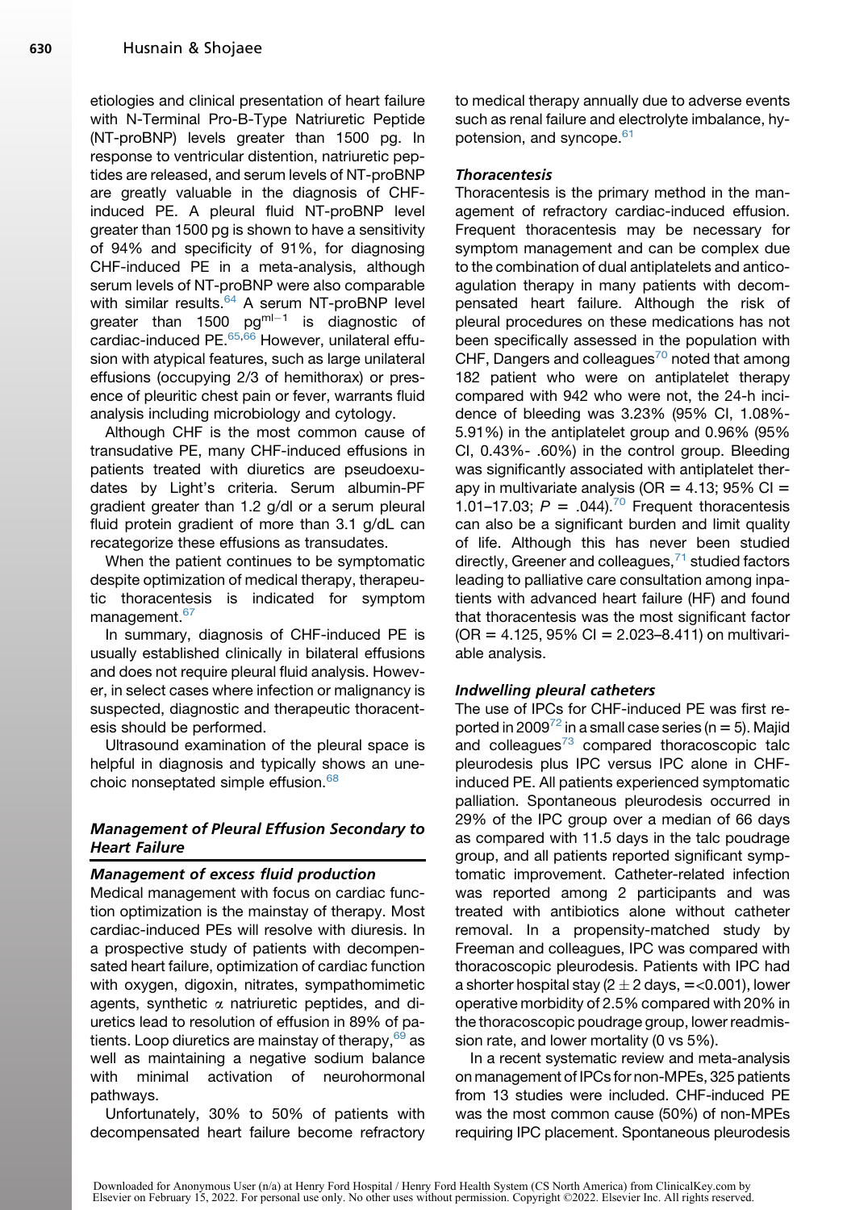etiologies and clinical presentation of heart failure with N-Terminal Pro-B-Type Natriuretic Peptide (NT-proBNP) levels greater than 1500 pg. In response to ventricular distention, natriuretic peptides are released, and serum levels of NT-proBNP are greatly valuable in the diagnosis of CHF-induced PE. A pleural fluid NT-proBNP level greater than 1500 pg is shown to have a sensitivity of 94% and specificity of 91%, for diagnosing CHF-induced PE in a meta-analysis, although serum levels of NT-proBNP were also comparable with similar results.[64] A serum NT-proBNP level greater than 1500 $pg^{ml-1}$ is diagnostic of cardiac-induced PE.[65,66] However, unilateral effusion with atypical features, such as large unilateral effusions (occupying 2/3 of hemithorax) or presence of pleuritic chest pain or fever, warrants fluid analysis including microbiology and cytology.

Although CHF is the most common cause of transudative PE, many CHF-induced effusions in patients treated with diuretics are pseudoexudates by Light's criteria. Serum albumin-PF gradient greater than 1.2 g/dl or a serum pleural fluid protein gradient of more than 3.1 g/dL can recategorize these effusions as transudates.

When the patient continues to be symptomatic despite optimization of medical therapy, therapeutic thoracentesis is indicated for symptom management.[67]

In summary, diagnosis of CHF-induced PE is usually established clinically in bilateral effusions and does not require pleural fluid analysis. However, in select cases where infection or malignancy is suspected, diagnostic and therapeutic thoracentesis should be performed.

Ultrasound examination of the pleural space is helpful in diagnosis and typically shows an unechoic nonseptated simple effusion.[68]

## Management of Pleural Effusion Secondary to Heart Failure

### Management of excess fluid production

Medical management with focus on cardiac function optimization is the mainstay of therapy. Most cardiac-induced PEs will resolve with diuresis. In a prospective study of patients with decompensated heart failure, optimization of cardiac function with oxygen, digoxin, nitrates, sympathomimetic agents, synthetic $\alpha$ natriuretic peptides, and diuretics lead to resolution of effusion in 89% of patients. Loop diuretics are mainstay of therapy,[69] as well as maintaining a negative sodium balance with minimal activation of neurohormonal pathways.

Unfortunately, 30% to 50% of patients with decompensated heart failure become refractory to medical therapy annually due to adverse events such as renal failure and electrolyte imbalance, hypotension, and syncope.[61]

### Thoracentesis

Thoracentesis is the primary method in the management of refractory cardiac-induced effusion. Frequent thoracentesis may be necessary for symptom management and can be complex due to the combination of dual antiplatelets and anticoagulation therapy in many patients with decompensated heart failure. Although the risk of pleural procedures on these medications has not been specifically assessed in the population with CHF, Dangers and colleagues[70] noted that among 182 patient who were on antiplatelet therapy compared with 942 who were not, the 24-h incidence of bleeding was 3.23% (95% CI, 1.08%-5.91%) in the antiplatelet group and 0.96% (95% CI, 0.43%- .60%) in the control group. Bleeding was significantly associated with antiplatelet therapy in multivariate analysis (OR = 4.13; 95% CI = 1.01–17.03; $P$ = .044).[70] Frequent thoracentesis can also be a significant burden and limit quality of life. Although this has never been studied directly, Greener and colleagues,[71] studied factors leading to palliative care consultation among inpatients with advanced heart failure (HF) and found that thoracentesis was the most significant factor (OR = 4.125, 95% CI = 2.023–8.411) on multivariable analysis.

### Indwelling pleural catheters

The use of IPCs for CHF-induced PE was first reported in 2009[72] in a small case series (n = 5). Majid and colleagues[73] compared thoracoscopic talc pleurodesis plus IPC versus IPC alone in CHF-induced PE. All patients experienced symptomatic palliation. Spontaneous pleurodesis occurred in 29% of the IPC group over a median of 66 days as compared with 11.5 days in the talc poudrage group, and all patients reported significant symptomatic improvement. Catheter-related infection was reported among 2 participants and was treated with antibiotics alone without catheter removal. In a propensity-matched study by Freeman and colleagues, IPC was compared with thoracoscopic pleurodesis. Patients with IPC had a shorter hospital stay (2 $\pm$ 2 days, =<0.001), lower operative morbidity of 2.5% compared with 20% in the thoracoscopic poudrage group, lower readmission rate, and lower mortality (0 vs 5%).

In a recent systematic review and meta-analysis on management of IPCs for non-MPEs, 325 patients from 13 studies were included. CHF-induced PE was the most common cause (50%) of non-MPEs requiring IPC placement. Spontaneous pleurodesis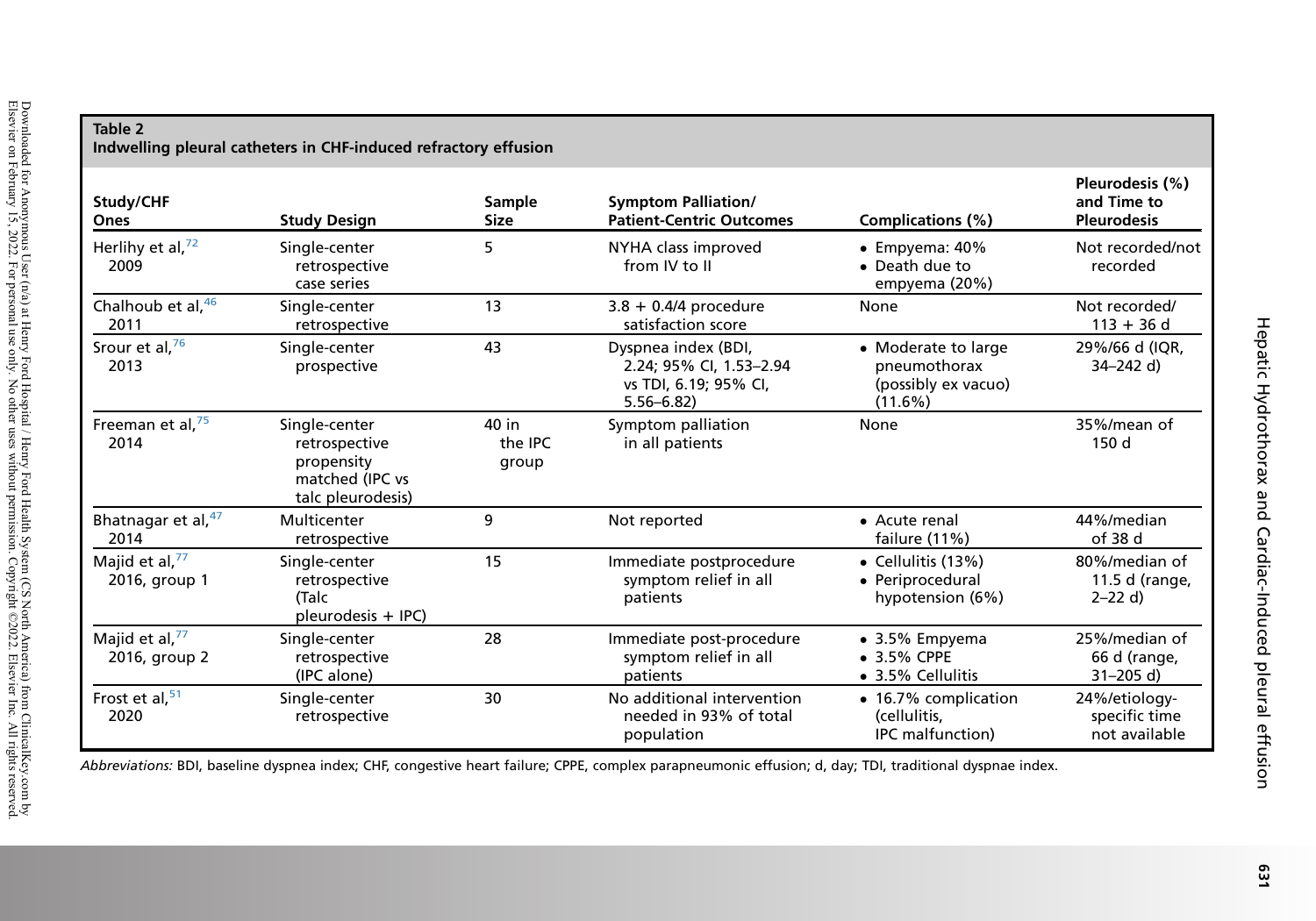**Table 2**
**Indwelling pleural catheters in CHF-induced refractory effusion**

| Study/CHF Ones | Study Design | Sample Size | Symptom Palliation/ Patient-Centric Outcomes | Complications (%) | Pleurodesis (%) and Time to Pleurodesis |
|---|---|---|---|---|---|
| Herlihy et al,[72] 2009 | Single-center retrospective case series | 5 | NYHA class improved from IV to II | • Empyema: 40%<br>• Death due to empyema (20%) | Not recorded/not recorded |
| Chalhoub et al,[46] 2011 | Single-center retrospective | 13 | 3.8 + 0.4/4 procedure satisfaction score | None | Not recorded/ 113 + 36 d |
| Srour et al,[76] 2013 | Single-center prospective | 43 | Dyspnea index (BDI, 2.24; 95% CI, 1.53–2.94 vs TDI, 6.19; 95% CI, 5.56–6.82) | • Moderate to large pneumothorax (possibly ex vacuo) (11.6%) | 29%/66 d (IQR, 34–242 d) |
| Freeman et al,[75] 2014 | Single-center retrospective propensity matched (IPC vs talc pleurodesis) | 40 in the IPC group | Symptom palliation in all patients | None | 35%/mean of 150 d |
| Bhatnagar et al,[47] 2014 | Multicenter retrospective | 9 | Not reported | • Acute renal failure (11%) | 44%/median of 38 d |
| Majid et al,[77] 2016, group 1 | Single-center retrospective (Talc pleurodesis + IPC) | 15 | Immediate postprocedure symptom relief in all patients | • Cellulitis (13%)<br>• Periprocedural hypotension (6%) | 80%/median of 11.5 d (range, 2–22 d) |
| Majid et al,[77] 2016, group 2 | Single-center retrospective (IPC alone) | 28 | Immediate post-procedure symptom relief in all patients | • 3.5% Empyema<br>• 3.5% CPPE<br>• 3.5% Cellulitis | 25%/median of 66 d (range, 31–205 d) |
| Frost et al,[51] 2020 | Single-center retrospective | 30 | No additional intervention needed in 93% of total population | • 16.7% complication (cellulitis, IPC malfunction) | 24%/etiology-specific time not available |

*Abbreviations:* BDI, baseline dyspnea index; CHF, congestive heart failure; CPPE, complex parapneumonic effusion; d, day; TDI, traditional dyspnae index.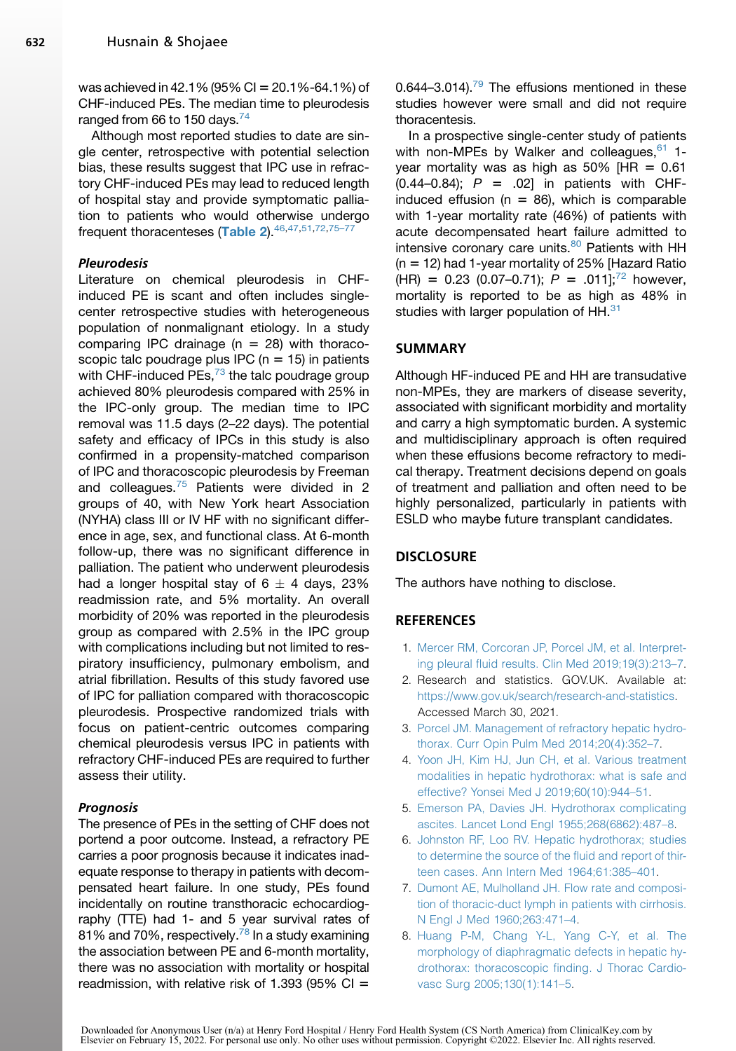was achieved in 42.1% (95% CI = 20.1%-64.1%) of CHF-induced PEs. The median time to pleurodesis ranged from 66 to 150 days.[74]

Although most reported studies to date are single center, retrospective with potential selection bias, these results suggest that IPC use in refractory CHF-induced PEs may lead to reduced length of hospital stay and provide symptomatic palliation to patients who would otherwise undergo frequent thoracenteses (**Table 2**).[46,47,51,72,75–77]

### *Pleurodesis*

Literature on chemical pleurodesis in CHF-induced PE is scant and often includes single-center retrospective studies with heterogeneous population of nonmalignant etiology. In a study comparing IPC drainage (n = 28) with thoracoscopic talc poudrage plus IPC (n = 15) in patients with CHF-induced PEs,[73] the talc poudrage group achieved 80% pleurodesis compared with 25% in the IPC-only group. The median time to IPC removal was 11.5 days (2–22 days). The potential safety and efficacy of IPCs in this study is also confirmed in a propensity-matched comparison of IPC and thoracoscopic pleurodesis by Freeman and colleagues.[75] Patients were divided in 2 groups of 40, with New York heart Association (NYHA) class III or IV HF with no significant difference in age, sex, and functional class. At 6-month follow-up, there was no significant difference in palliation. The patient who underwent pleurodesis had a longer hospital stay of 6 $\pm$ 4 days, 23% readmission rate, and 5% mortality. An overall morbidity of 20% was reported in the pleurodesis group as compared with 2.5% in the IPC group with complications including but not limited to respiratory insufficiency, pulmonary embolism, and atrial fibrillation. Results of this study favored use of IPC for palliation compared with thoracoscopic pleurodesis. Prospective randomized trials with focus on patient-centric outcomes comparing chemical pleurodesis versus IPC in patients with refractory CHF-induced PEs are required to further assess their utility.

### *Prognosis*

The presence of PEs in the setting of CHF does not portend a poor outcome. Instead, a refractory PE carries a poor prognosis because it indicates inadequate response to therapy in patients with decompensated heart failure. In one study, PEs found incidentally on routine transthoracic echocardiography (TTE) had 1- and 5 year survival rates of 81% and 70%, respectively.[78] In a study examining the association between PE and 6-month mortality, there was no association with mortality or hospital readmission, with relative risk of 1.393 (95% CI = 0.644–3.014).[79] The effusions mentioned in these studies however were small and did not require thoracentesis.

In a prospective single-center study of patients with non-MPEs by Walker and colleagues,[61] 1-year mortality was as high as 50% [HR = 0.61 (0.44–0.84); $P$ = .02] in patients with CHF-induced effusion (n = 86), which is comparable with 1-year mortality rate (46%) of patients with acute decompensated heart failure admitted to intensive coronary care units.[80] Patients with HH (n = 12) had 1-year mortality of 25% [Hazard Ratio (HR) = 0.23 (0.07–0.71); $P$ = .011];[72] however, mortality is reported to be as high as 48% in studies with larger population of HH.[31]

## SUMMARY

Although HF-induced PE and HH are transudative non-MPEs, they are markers of disease severity, associated with significant morbidity and mortality and carry a high symptomatic burden. A systemic and multidisciplinary approach is often required when these effusions become refractory to medical therapy. Treatment decisions depend on goals of treatment and palliation and often need to be highly personalized, particularly in patients with ESLD who maybe future transplant candidates.

## DISCLOSURE

The authors have nothing to disclose.

## REFERENCES

1. Mercer RM, Corcoran JP, Porcel JM, et al. Interpreting pleural fluid results. Clin Med 2019;19(3):213–7.
2. Research and statistics. GOV.UK. Available at: https://www.gov.uk/search/research-and-statistics. Accessed March 30, 2021.
3. Porcel JM. Management of refractory hepatic hydrothorax. Curr Opin Pulm Med 2014;20(4):352–7.
4. Yoon JH, Kim HJ, Jun CH, et al. Various treatment modalities in hepatic hydrothorax: what is safe and effective? Yonsei Med J 2019;60(10):944–51.
5. Emerson PA, Davies JH. Hydrothorax complicating ascites. Lancet Lond Engl 1955;268(6862):487–8.
6. Johnston RF, Loo RV. Hepatic hydrothorax; studies to determine the source of the fluid and report of thirteen cases. Ann Intern Med 1964;61:385–401.
7. Dumont AE, Mulholland JH. Flow rate and composition of thoracic-duct lymph in patients with cirrhosis. N Engl J Med 1960;263:471–4.
8. Huang P-M, Chang Y-L, Yang C-Y, et al. The morphology of diaphragmatic defects in hepatic hydrothorax: thoracoscopic finding. J Thorac Cardiovasc Surg 2005;130(1):141–5.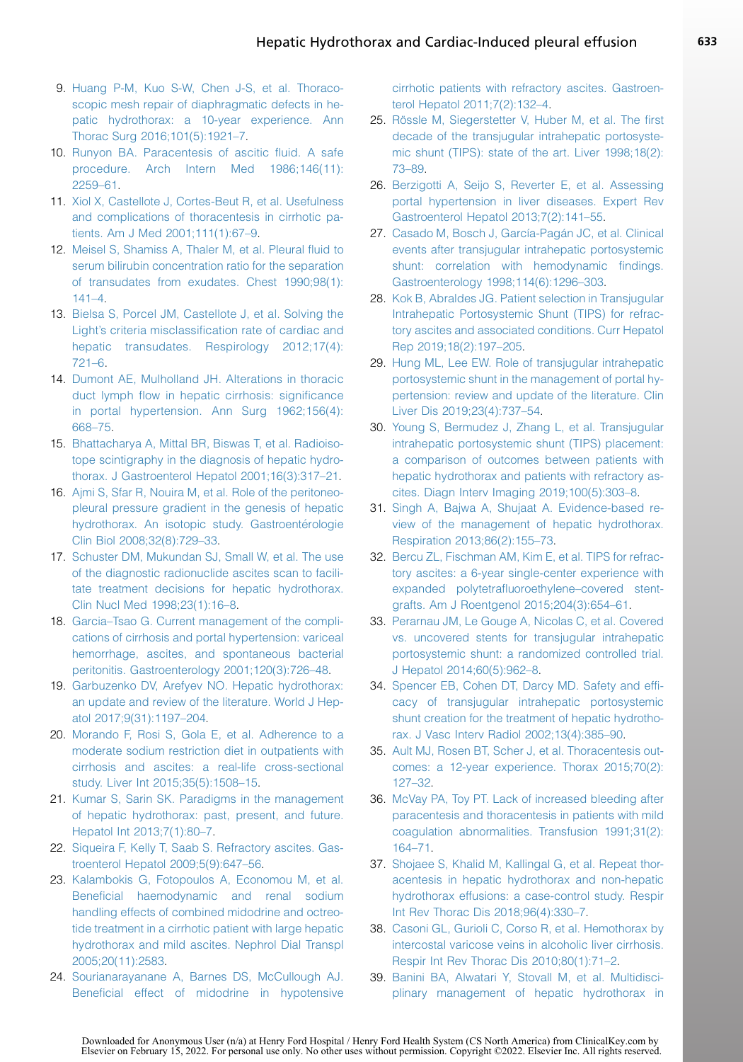9. Huang P-M, Kuo S-W, Chen J-S, et al. Thoracoscopic mesh repair of diaphragmatic defects in hepatic hydrothorax: a 10-year experience. Ann Thorac Surg 2016;101(5):1921–7.
10. Runyon BA. Paracentesis of ascitic fluid. A safe procedure. Arch Intern Med 1986;146(11):2259–61.
11. Xiol X, Castellote J, Cortes-Beut R, et al. Usefulness and complications of thoracentesis in cirrhotic patients. Am J Med 2001;111(1):67–9.
12. Meisel S, Shamiss A, Thaler M, et al. Pleural fluid to serum bilirubin concentration ratio for the separation of transudates from exudates. Chest 1990;98(1):141–4.
13. Bielsa S, Porcel JM, Castellote J, et al. Solving the Light's criteria misclassification rate of cardiac and hepatic transudates. Respirology 2012;17(4):721–6.
14. Dumont AE, Mulholland JH. Alterations in thoracic duct lymph flow in hepatic cirrhosis: significance in portal hypertension. Ann Surg 1962;156(4):668–75.
15. Bhattacharya A, Mittal BR, Biswas T, et al. Radioisotope scintigraphy in the diagnosis of hepatic hydrothorax. J Gastroenterol Hepatol 2001;16(3):317–21.
16. Ajmi S, Sfar R, Nouira M, et al. Role of the peritoneopleural pressure gradient in the genesis of hepatic hydrothorax. An isotopic study. Gastroentérologie Clin Biol 2008;32(8):729–33.
17. Schuster DM, Mukundan SJ, Small W, et al. The use of the diagnostic radionuclide ascites scan to facilitate treatment decisions for hepatic hydrothorax. Clin Nucl Med 1998;23(1):16–8.
18. Garcia–Tsao G. Current management of the complications of cirrhosis and portal hypertension: variceal hemorrhage, ascites, and spontaneous bacterial peritonitis. Gastroenterology 2001;120(3):726–48.
19. Garbuzenko DV, Arefyev NO. Hepatic hydrothorax: an update and review of the literature. World J Hepatol 2017;9(31):1197–204.
20. Morando F, Rosi S, Gola E, et al. Adherence to a moderate sodium restriction diet in outpatients with cirrhosis and ascites: a real-life cross-sectional study. Liver Int 2015;35(5):1508–15.
21. Kumar S, Sarin SK. Paradigms in the management of hepatic hydrothorax: past, present, and future. Hepatol Int 2013;7(1):80–7.
22. Siqueira F, Kelly T, Saab S. Refractory ascites. Gastroenterol Hepatol 2009;5(9):647–56.
23. Kalambokis G, Fotopoulos A, Economou M, et al. Beneficial haemodynamic and renal sodium handling effects of combined midodrine and octreotide treatment in a cirrhotic patient with large hepatic hydrothorax and mild ascites. Nephrol Dial Transpl 2005;20(11):2583.
24. Sourianarayanane A, Barnes DS, McCullough AJ. Beneficial effect of midodrine in hypotensive cirrhotic patients with refractory ascites. Gastroenterol Hepatol 2011;7(2):132–4.
25. Rössle M, Siegerstetter V, Huber M, et al. The first decade of the transjugular intrahepatic portosystemic shunt (TIPS): state of the art. Liver 1998;18(2):73–89.
26. Berzigotti A, Seijo S, Reverter E, et al. Assessing portal hypertension in liver diseases. Expert Rev Gastroenterol Hepatol 2013;7(2):141–55.
27. Casado M, Bosch J, García-Pagán JC, et al. Clinical events after transjugular intrahepatic portosystemic shunt: correlation with hemodynamic findings. Gastroenterology 1998;114(6):1296–303.
28. Kok B, Abraldes JG. Patient selection in Transjugular Intrahepatic Portosystemic Shunt (TIPS) for refractory ascites and associated conditions. Curr Hepatol Rep 2019;18(2):197–205.
29. Hung ML, Lee EW. Role of transjugular intrahepatic portosystemic shunt in the management of portal hypertension: review and update of the literature. Clin Liver Dis 2019;23(4):737–54.
30. Young S, Bermudez J, Zhang L, et al. Transjugular intrahepatic portosystemic shunt (TIPS) placement: a comparison of outcomes between patients with hepatic hydrothorax and patients with refractory ascites. Diagn Interv Imaging 2019;100(5):303–8.
31. Singh A, Bajwa A, Shujaat A. Evidence-based review of the management of hepatic hydrothorax. Respiration 2013;86(2):155–73.
32. Bercu ZL, Fischman AM, Kim E, et al. TIPS for refractory ascites: a 6-year single-center experience with expanded polytetrafluoroethylene–covered stent-grafts. Am J Roentgenol 2015;204(3):654–61.
33. Perarnau JM, Le Gouge A, Nicolas C, et al. Covered vs. uncovered stents for transjugular intrahepatic portosystemic shunt: a randomized controlled trial. J Hepatol 2014;60(5):962–8.
34. Spencer EB, Cohen DT, Darcy MD. Safety and efficacy of transjugular intrahepatic portosystemic shunt creation for the treatment of hepatic hydrothorax. J Vasc Interv Radiol 2002;13(4):385–90.
35. Ault MJ, Rosen BT, Scher J, et al. Thoracentesis outcomes: a 12-year experience. Thorax 2015;70(2):127–32.
36. McVay PA, Toy PT. Lack of increased bleeding after paracentesis and thoracentesis in patients with mild coagulation abnormalities. Transfusion 1991;31(2):164–71.
37. Shojaee S, Khalid M, Kallingal G, et al. Repeat thoracentesis in hepatic hydrothorax and non-hepatic hydrothorax effusions: a case-control study. Respir Int Rev Thorac Dis 2018;96(4):330–7.
38. Casoni GL, Gurioli C, Corso R, et al. Hemothorax by intercostal varicose veins in alcoholic liver cirrhosis. Respir Int Rev Thorac Dis 2010;80(1):71–2.
39. Banini BA, Alwatari Y, Stovall M, et al. Multidisciplinary management of hepatic hydrothorax in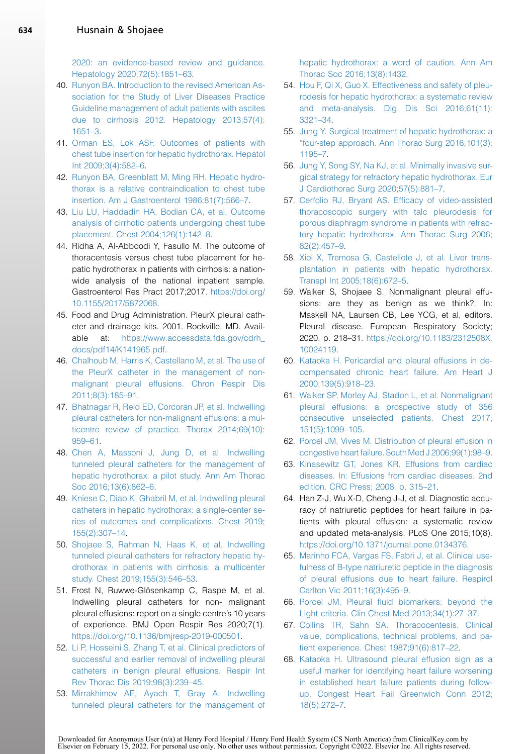2020: an evidence-based review and guidance. Hepatology 2020;72(5):1851–63.

40. Runyon BA. Introduction to the revised American Association for the Study of Liver Diseases Practice Guideline management of adult patients with ascites due to cirrhosis 2012. Hepatology 2013;57(4): 1651–3.
41. Orman ES, Lok ASF. Outcomes of patients with chest tube insertion for hepatic hydrothorax. Hepatol Int 2009;3(4):582–6.
42. Runyon BA, Greenblatt M, Ming RH. Hepatic hydrothorax is a relative contraindication to chest tube insertion. Am J Gastroenterol 1986;81(7):566–7.
43. Liu LU, Haddadin HA, Bodian CA, et al. Outcome analysis of cirrhotic patients undergoing chest tube placement. Chest 2004;126(1):142–8.
44. Ridha A, Al-Abboodi Y, Fasullo M. The outcome of thoracentesis versus chest tube placement for hepatic hydrothorax in patients with cirrhosis: a nationwide analysis of the national inpatient sample. Gastroenterol Res Pract 2017;2017. https://doi.org/10.1155/2017/5872068.
45. Food and Drug Administration. PleurX pleural catheter and drainage kits. 2001. Rockville, MD. Available at: https://www.accessdata.fda.gov/cdrh_docs/pdf14/K141965.pdf.
46. Chalhoub M, Harris K, Castellano M, et al. The use of the PleurX catheter in the management of non-malignant pleural effusions. Chron Respir Dis 2011;8(3):185–91.
47. Bhatnagar R, Reid ED, Corcoran JP, et al. Indwelling pleural catheters for non-malignant effusions: a multicentre review of practice. Thorax 2014;69(10): 959–61.
48. Chen A, Massoni J, Jung D, et al. Indwelling tunneled pleural catheters for the management of hepatic hydrothorax. a pilot study. Ann Am Thorac Soc 2016;13(6):862–6.
49. Kniese C, Diab K, Ghabril M, et al. Indwelling pleural catheters in hepatic hydrothorax: a single-center series of outcomes and complications. Chest 2019; 155(2):307–14.
50. Shojaee S, Rahman N, Haas K, et al. Indwelling tunneled pleural catheters for refractory hepatic hydrothorax in patients with cirrhosis: a multicenter study. Chest 2019;155(3):546–53.
51. Frost N, Ruwwe-Glösenkamp C, Raspe M, et al. Indwelling pleural catheters for non- malignant pleural effusions: report on a single centre's 10 years of experience. BMJ Open Respir Res 2020;7(1). https://doi.org/10.1136/bmjresp-2019-000501.
52. Li P, Hosseini S, Zhang T, et al. Clinical predictors of successful and earlier removal of indwelling pleural catheters in benign pleural effusions. Respir Int Rev Thorac Dis 2019;98(3):239–45.
53. Mirrakhimov AE, Ayach T, Gray A. Indwelling tunneled pleural catheters for the management of hepatic hydrothorax: a word of caution. Ann Am Thorac Soc 2016;13(8):1432.
54. Hou F, Qi X, Guo X. Effectiveness and safety of pleurodesis for hepatic hydrothorax: a systematic review and meta-analysis. Dig Dis Sci 2016;61(11): 3321–34.
55. Jung Y. Surgical treatment of hepatic hydrothorax: a "four-step approach. Ann Thorac Surg 2016;101(3): 1195–7.
56. Jung Y, Song SY, Na KJ, et al. Minimally invasive surgical strategy for refractory hepatic hydrothorax. Eur J Cardiothorac Surg 2020;57(5):881–7.
57. Cerfolio RJ, Bryant AS. Efficacy of video-assisted thoracoscopic surgery with talc pleurodesis for porous diaphragm syndrome in patients with refractory hepatic hydrothorax. Ann Thorac Surg 2006; 82(2):457–9.
58. Xiol X, Tremosa G, Castellote J, et al. Liver transplantation in patients with hepatic hydrothorax. Transpl Int 2005;18(6):672–5.
59. Walker S, Shojaee S. Nonmalignant pleural effusions: are they as benign as we think?. In: Maskell NA, Laursen CB, Lee YCG, et al, editors. Pleural disease. European Respiratory Society; 2020. p. 218–31. https://doi.org/10.1183/2312508X.10024119.
60. Kataoka H. Pericardial and pleural effusions in decompensated chronic heart failure. Am Heart J 2000;139(5):918–23.
61. Walker SP, Morley AJ, Stadon L, et al. Nonmalignant pleural effusions: a prospective study of 356 consecutive unselected patients. Chest 2017; 151(5):1099–105.
62. Porcel JM, Vives M. Distribution of pleural effusion in congestive heart failure. South Med J 2006;99(1):98–9.
63. Kinasewitz GT, Jones KR. Effusions from cardiac diseases. In: Effusions from cardiac diseases. 2nd edition. CRC Press; 2008. p. 315–21.
64. Han Z-J, Wu X-D, Cheng J-J, et al. Diagnostic accuracy of natriuretic peptides for heart failure in patients with pleural effusion: a systematic review and updated meta-analysis. PLoS One 2015;10(8). https://doi.org/10.1371/journal.pone.0134376.
65. Marinho FCA, Vargas FS, Fabri J, et al. Clinical usefulness of B-type natriuretic peptide in the diagnosis of pleural effusions due to heart failure. Respirol Carlton Vic 2011;16(3):495–9.
66. Porcel JM. Pleural fluid biomarkers: beyond the Light criteria. Clin Chest Med 2013;34(1):27–37.
67. Collins TR, Sahn SA. Thoracocentesis. Clinical value, complications, technical problems, and patient experience. Chest 1987;91(6):817–22.
68. Kataoka H. Ultrasound pleural effusion sign as a useful marker for identifying heart failure worsening in established heart failure patients during follow-up. Congest Heart Fail Greenwich Conn 2012; 18(5):272–7.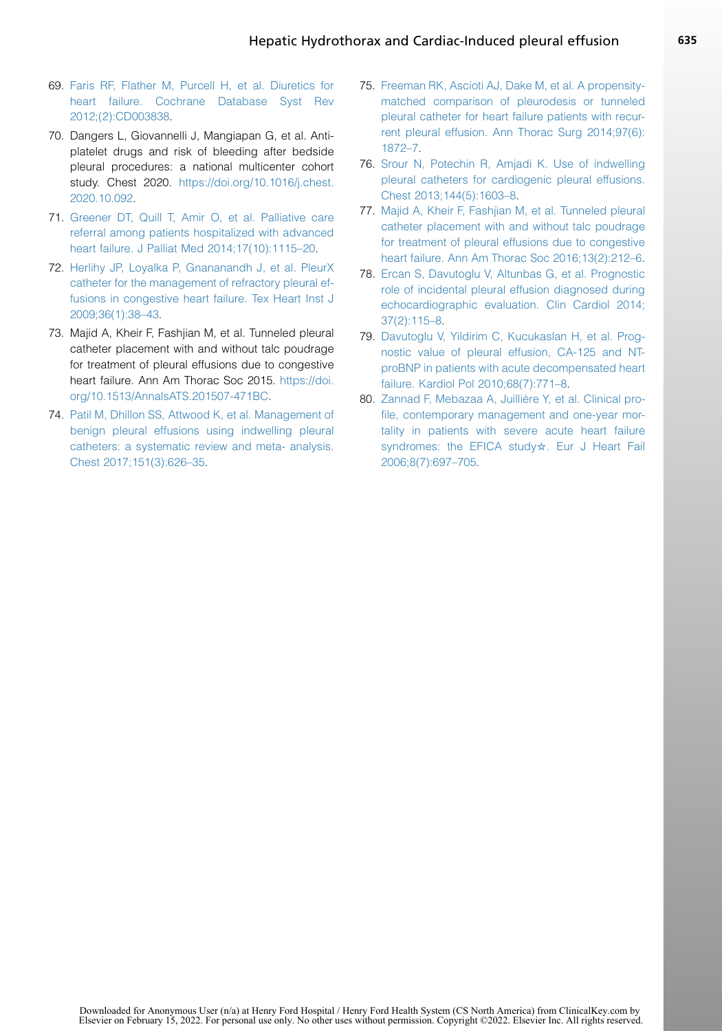69. Faris RF, Flather M, Purcell H, et al. Diuretics for heart failure. Cochrane Database Syst Rev 2012;(2):CD003838.
70. Dangers L, Giovannelli J, Mangiapan G, et al. Anti-platelet drugs and risk of bleeding after bedside pleural procedures: a national multicenter cohort study. Chest 2020. https://doi.org/10.1016/j.chest.2020.10.092.
71. Greener DT, Quill T, Amir O, et al. Palliative care referral among patients hospitalized with advanced heart failure. J Palliat Med 2014;17(10):1115–20.
72. Herlihy JP, Loyalka P, Gnananandh J, et al. PleurX catheter for the management of refractory pleural effusions in congestive heart failure. Tex Heart Inst J 2009;36(1):38–43.
73. Majid A, Kheir F, Fashjian M, et al. Tunneled pleural catheter placement with and without talc poudrage for treatment of pleural effusions due to congestive heart failure. Ann Am Thorac Soc 2015. https://doi.org/10.1513/AnnalsATS.201507-471BC.
74. Patil M, Dhillon SS, Attwood K, et al. Management of benign pleural effusions using indwelling pleural catheters: a systematic review and meta- analysis. Chest 2017;151(3):626–35.
75. Freeman RK, Ascioti AJ, Dake M, et al. A propensity-matched comparison of pleurodesis or tunneled pleural catheter for heart failure patients with recurrent pleural effusion. Ann Thorac Surg 2014;97(6):1872–7.
76. Srour N, Potechin R, Amjadi K. Use of indwelling pleural catheters for cardiogenic pleural effusions. Chest 2013;144(5):1603–8.
77. Majid A, Kheir F, Fashjian M, et al. Tunneled pleural catheter placement with and without talc poudrage for treatment of pleural effusions due to congestive heart failure. Ann Am Thorac Soc 2016;13(2):212–6.
78. Ercan S, Davutoglu V, Altunbas G, et al. Prognostic role of incidental pleural effusion diagnosed during echocardiographic evaluation. Clin Cardiol 2014;37(2):115–8.
79. Davutoglu V, Yildirim C, Kucukaslan H, et al. Prognostic value of pleural effusion, CA-125 and NT-proBNP in patients with acute decompensated heart failure. Kardiol Pol 2010;68(7):771–8.
80. Zannad F, Mebazaa A, Juillière Y, et al. Clinical profile, contemporary management and one-year mortality in patients with severe acute heart failure syndromes: the EFICA study☆. Eur J Heart Fail 2006;8(7):697–705.